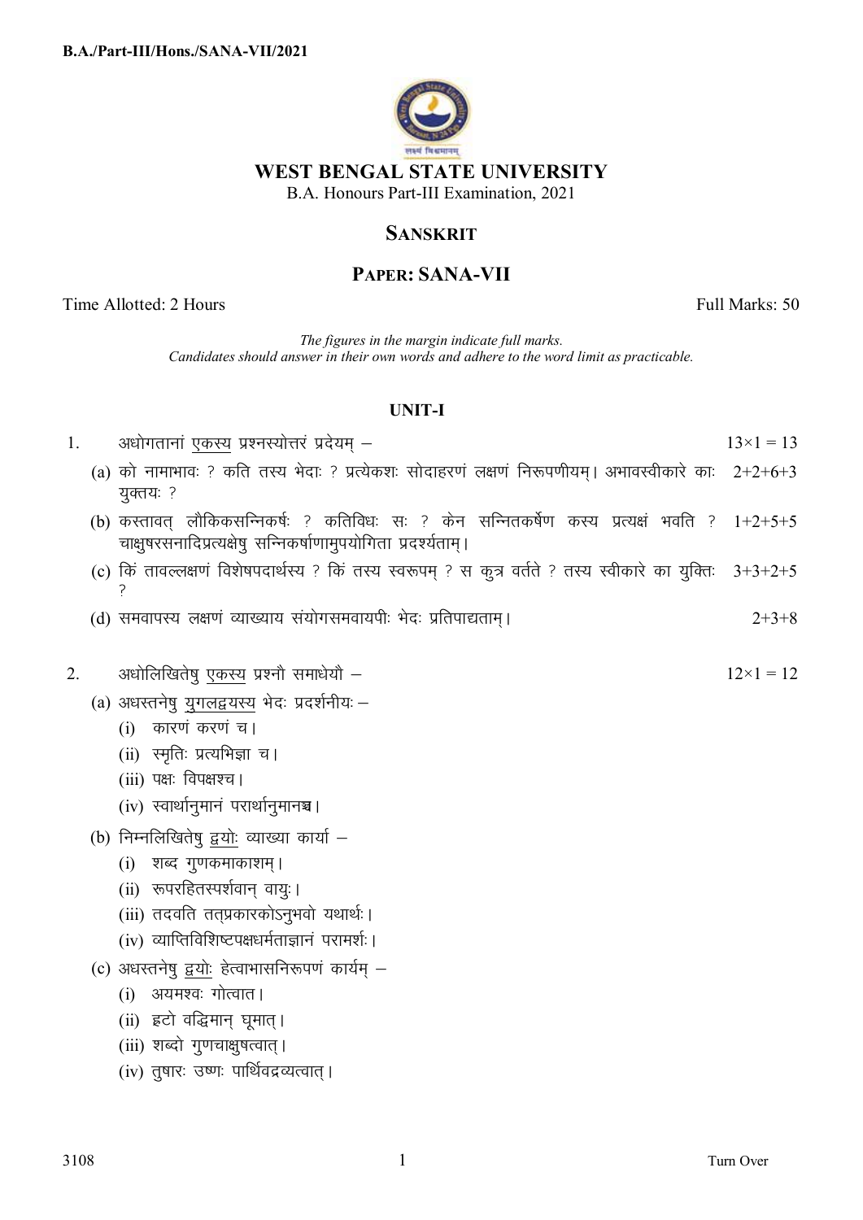B.A./Part-III/Hons./SANA-VII/2021

# WEST BENGAL STATE UNIVERSITY

B.A. Honours Part-III Examination, 2021

## SANSKRIT

## PAPER: SANA-VII

Time Allotted: 2 Hours — Full Marks: 50

*The figures in the margin indicate full marks.*
*Candidates should answer in their own words and adhere to the word limit as practicable.*

### UNIT-I

1. अधोगतानां <u>एकस्य</u> प्रश्नस्योत्तरं प्रदेयम् – $13\times1 = 13$

   (a) को नामाभावः ? कति तस्य भेदाः ? प्रत्येकशः सोदाहरणं लक्षणं निरूपणीयम्। अभावस्वीकारे काः युक्तयः ? $2+2+6+3$

   (b) कस्तावत् लौकिकसन्निकर्षः ? कतिविधः सः ? केन सन्नितकर्षेण कस्य प्रत्यक्षं भवति ? चाक्षुषरसनादिप्रत्यक्षेषु सन्निकर्षाणामुपयोगिता प्रदर्श्यताम्। $1+2+5+5$

   (c) किं तावल्लक्षणं विशेषपदार्थस्य ? किं तस्य स्वरूपम् ? स कुत्र वर्तते ? तस्य स्वीकारे का युक्तिः ? $3+3+2+5$

   (d) समवायस्य लक्षणं व्याख्याय संयोगसमवायपीः भेदः प्रतिपाद्यताम्। $2+3+8$

2. अधोलिखितेषु <u>एकस्य</u> प्रश्नौ समाधेयौ – $12\times1 = 12$

   (a) अधस्तनेषु <u>युगलद्वयस्य</u> भेदः प्रदर्शनीयः –

   (i) कारणं करणं च।

   (ii) स्मृतिः प्रत्यभिज्ञा च।

   (iii) पक्षः विपक्षश्च।

   (iv) स्वार्थानुमानं परार्थानुमानञ्च।

   (b) निम्नलिखितेषु <u>द्वयोः</u> व्याख्या कार्या –

   (i) शब्द गुणकमाकाशम्।

   (ii) रूपरहितस्पर्शवान् वायुः।

   (iii) तदवति तत्प्रकारकोऽनुभवो यथार्थः।

   (iv) व्याप्तिविशिष्टपक्षधर्मताज्ञानं परामर्शः।

   (c) अधस्तनेषु <u>द्वयोः</u> हेत्वाभासनिरूपणं कार्यम् –

   (i) अयमश्वः गोत्वात।

   (ii) ह्रदो वह्निमान् धूमात्।

   (iii) शब्दो गुणचाक्षुषत्वात्।

   (iv) तुषारः उष्णः पार्थिवद्रव्यत्वात्।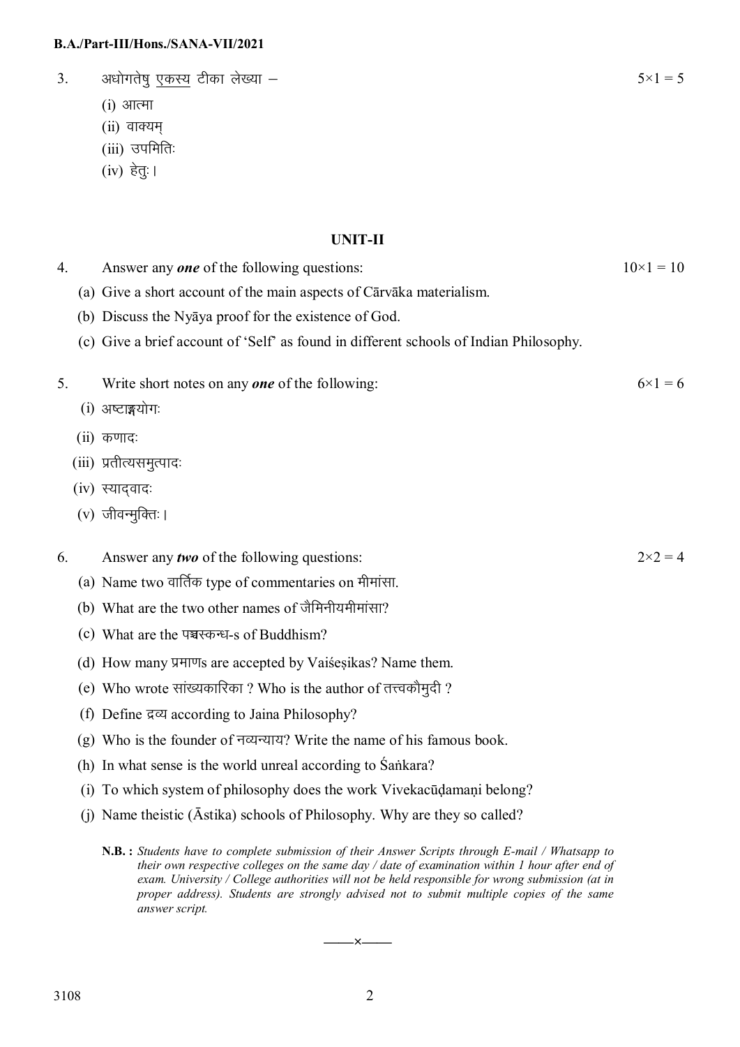3. अधोगतेषु <u>एकस्य</u> टीका लेख्या – 5×1 = 5

(i) आत्मा

(ii) वाक्यम्

(iii) उपमितिः

(iv) हेतुः।

## UNIT-II

4. Answer any ***one*** of the following questions: 10×1 = 10

(a) Give a short account of the main aspects of Cārvāka materialism.

(b) Discuss the Nyāya proof for the existence of God.

(c) Give a brief account of 'Self' as found in different schools of Indian Philosophy.

5. Write short notes on any ***one*** of the following: 6×1 = 6

(i) अष्टाङ्गयोगः

(ii) कणादः

(iii) प्रतीत्यसमुत्पादः

(iv) स्याद्वादः

(v) जीवन्मुक्तिः।

6. Answer any ***two*** of the following questions: 2×2 = 4

(a) Name two वार्तिक type of commentaries on मीमांसा.

(b) What are the two other names of जैमिनीयमीमांसा?

(c) What are the पञ्चस्कन्ध-s of Buddhism?

(d) How many प्रमाणs are accepted by Vaiśeṣikas? Name them.

(e) Who wrote सांख्यकारिका ? Who is the author of तत्त्वकौमुदी ?

(f) Define द्रव्य according to Jaina Philosophy?

(g) Who is the founder of नव्यन्याय? Write the name of his famous book.

(h) In what sense is the world unreal according to Śaṅkara?

(i) To which system of philosophy does the work Vivekacūḍamaṇi belong?

(j) Name theistic (Āstika) schools of Philosophy. Why are they so called?

**N.B. :** *Students have to complete submission of their Answer Scripts through E-mail / Whatsapp to their own respective colleges on the same day / date of examination within 1 hour after end of exam. University / College authorities will not be held responsible for wrong submission (at in proper address). Students are strongly advised not to submit multiple copies of the same answer script.*

——×——